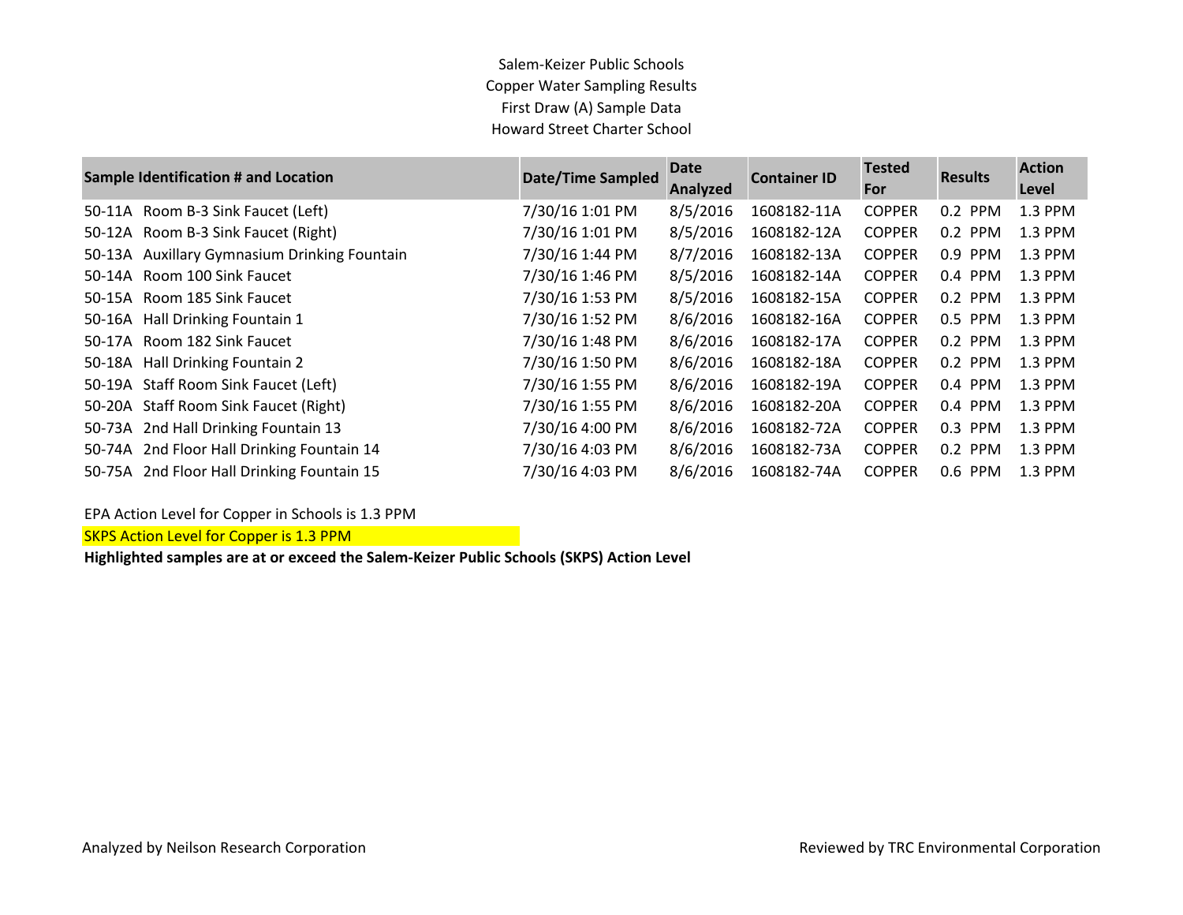# Salem-Keizer Public Schools
## Copper Water Sampling Results
### First Draw (A) Sample Data
### Howard Street Charter School

| Sample Identification # and Location | Date/Time Sampled | Date Analyzed | Container ID | Tested For | Results | Action Level |
|---|---|---|---|---|---|---|
| 50-11A Room B-3 Sink Faucet (Left) | 7/30/16 1:01 PM | 8/5/2016 | 1608182-11A | COPPER | 0.2 PPM | 1.3 PPM |
| 50-12A Room B-3 Sink Faucet (Right) | 7/30/16 1:01 PM | 8/5/2016 | 1608182-12A | COPPER | 0.2 PPM | 1.3 PPM |
| 50-13A Auxillary Gymnasium Drinking Fountain | 7/30/16 1:44 PM | 8/7/2016 | 1608182-13A | COPPER | 0.9 PPM | 1.3 PPM |
| 50-14A Room 100 Sink Faucet | 7/30/16 1:46 PM | 8/5/2016 | 1608182-14A | COPPER | 0.4 PPM | 1.3 PPM |
| 50-15A Room 185 Sink Faucet | 7/30/16 1:53 PM | 8/5/2016 | 1608182-15A | COPPER | 0.2 PPM | 1.3 PPM |
| 50-16A Hall Drinking Fountain 1 | 7/30/16 1:52 PM | 8/6/2016 | 1608182-16A | COPPER | 0.5 PPM | 1.3 PPM |
| 50-17A Room 182 Sink Faucet | 7/30/16 1:48 PM | 8/6/2016 | 1608182-17A | COPPER | 0.2 PPM | 1.3 PPM |
| 50-18A Hall Drinking Fountain 2 | 7/30/16 1:50 PM | 8/6/2016 | 1608182-18A | COPPER | 0.2 PPM | 1.3 PPM |
| 50-19A Staff Room Sink Faucet (Left) | 7/30/16 1:55 PM | 8/6/2016 | 1608182-19A | COPPER | 0.4 PPM | 1.3 PPM |
| 50-20A Staff Room Sink Faucet (Right) | 7/30/16 1:55 PM | 8/6/2016 | 1608182-20A | COPPER | 0.4 PPM | 1.3 PPM |
| 50-73A 2nd Hall Drinking Fountain 13 | 7/30/16 4:00 PM | 8/6/2016 | 1608182-72A | COPPER | 0.3 PPM | 1.3 PPM |
| 50-74A 2nd Floor Hall Drinking Fountain 14 | 7/30/16 4:03 PM | 8/6/2016 | 1608182-73A | COPPER | 0.2 PPM | 1.3 PPM |
| 50-75A 2nd Floor Hall Drinking Fountain 15 | 7/30/16 4:03 PM | 8/6/2016 | 1608182-74A | COPPER | 0.6 PPM | 1.3 PPM |

EPA Action Level for Copper in Schools is 1.3 PPM

SKPS Action Level for Copper is 1.3 PPM

**Highlighted samples are at or exceed the Salem-Keizer Public Schools (SKPS) Action Level**

Analyzed by Neilson Research Corporation

Reviewed by TRC Environmental Corporation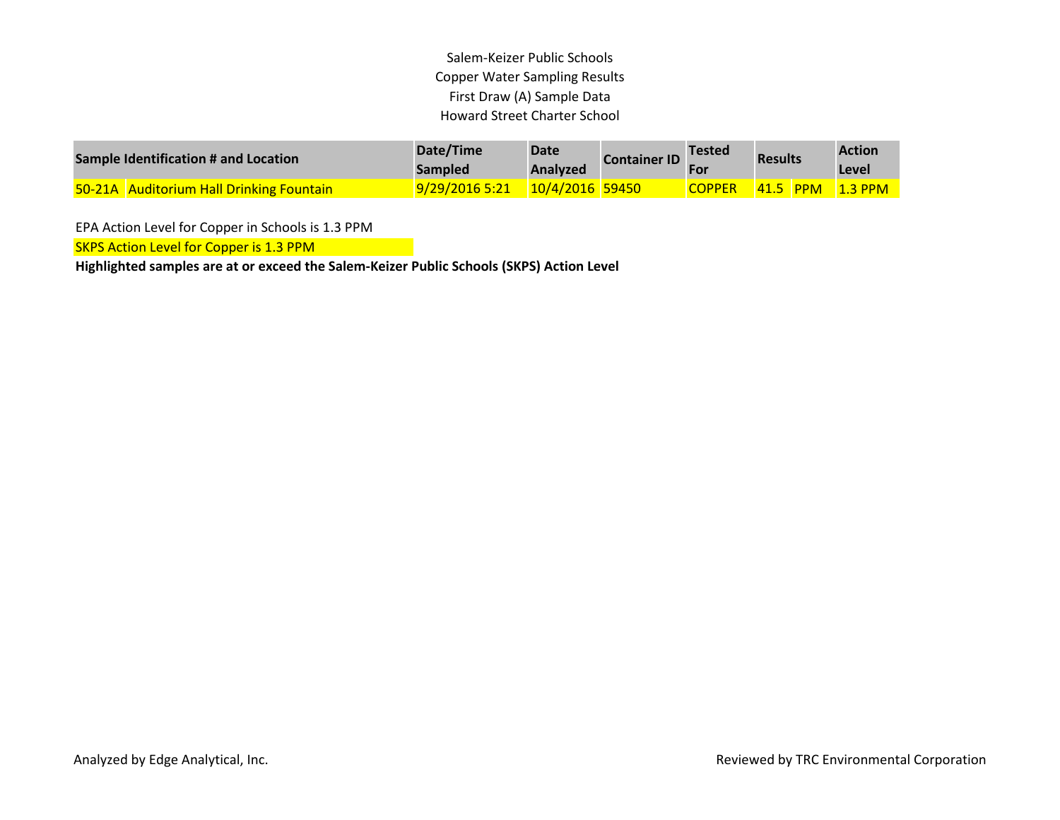Salem-Keizer Public Schools

Copper Water Sampling Results

First Draw (A) Sample Data

Howard Street Charter School

| Sample Identification # and Location | | Date/Time Sampled | Date Analyzed | Container ID | Tested For | Results | | Action Level |
|---|---|---|---|---|---|---|---|---|
| 50-21A | Auditorium Hall Drinking Fountain | 9/29/2016 5:21 | 10/4/2016 | 59450 | COPPER | 41.5 | PPM | 1.3 PPM |

EPA Action Level for Copper in Schools is 1.3 PPM

SKPS Action Level for Copper is 1.3 PPM

**Highlighted samples are at or exceed the Salem-Keizer Public Schools (SKPS) Action Level**

Analyzed by Edge Analytical, Inc.

Reviewed by TRC Environmental Corporation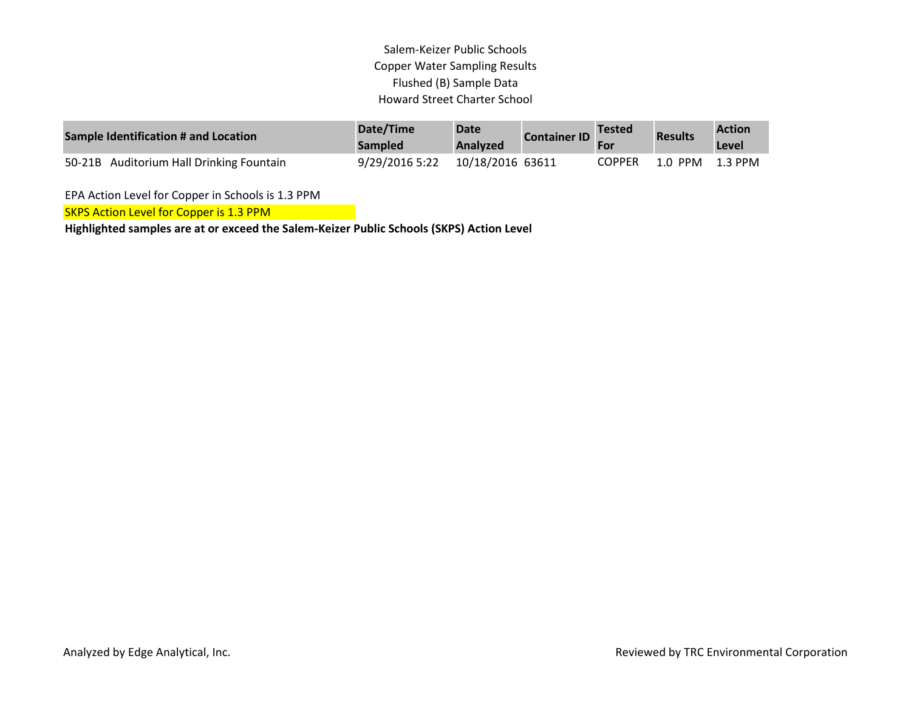Salem-Keizer Public Schools
Copper Water Sampling Results
Flushed (B) Sample Data
Howard Street Charter School

| Sample Identification # and Location | Date/Time Sampled | Date Analyzed | Container ID | Tested For | Results | Action Level |
|---|---|---|---|---|---|---|
| 50-21B Auditorium Hall Drinking Fountain | 9/29/2016 5:22 | 10/18/2016 | 63611 | COPPER | 1.0 PPM | 1.3 PPM |

EPA Action Level for Copper in Schools is 1.3 PPM

SKPS Action Level for Copper is 1.3 PPM

**Highlighted samples are at or exceed the Salem-Keizer Public Schools (SKPS) Action Level**

Analyzed by Edge Analytical, Inc.

Reviewed by TRC Environmental Corporation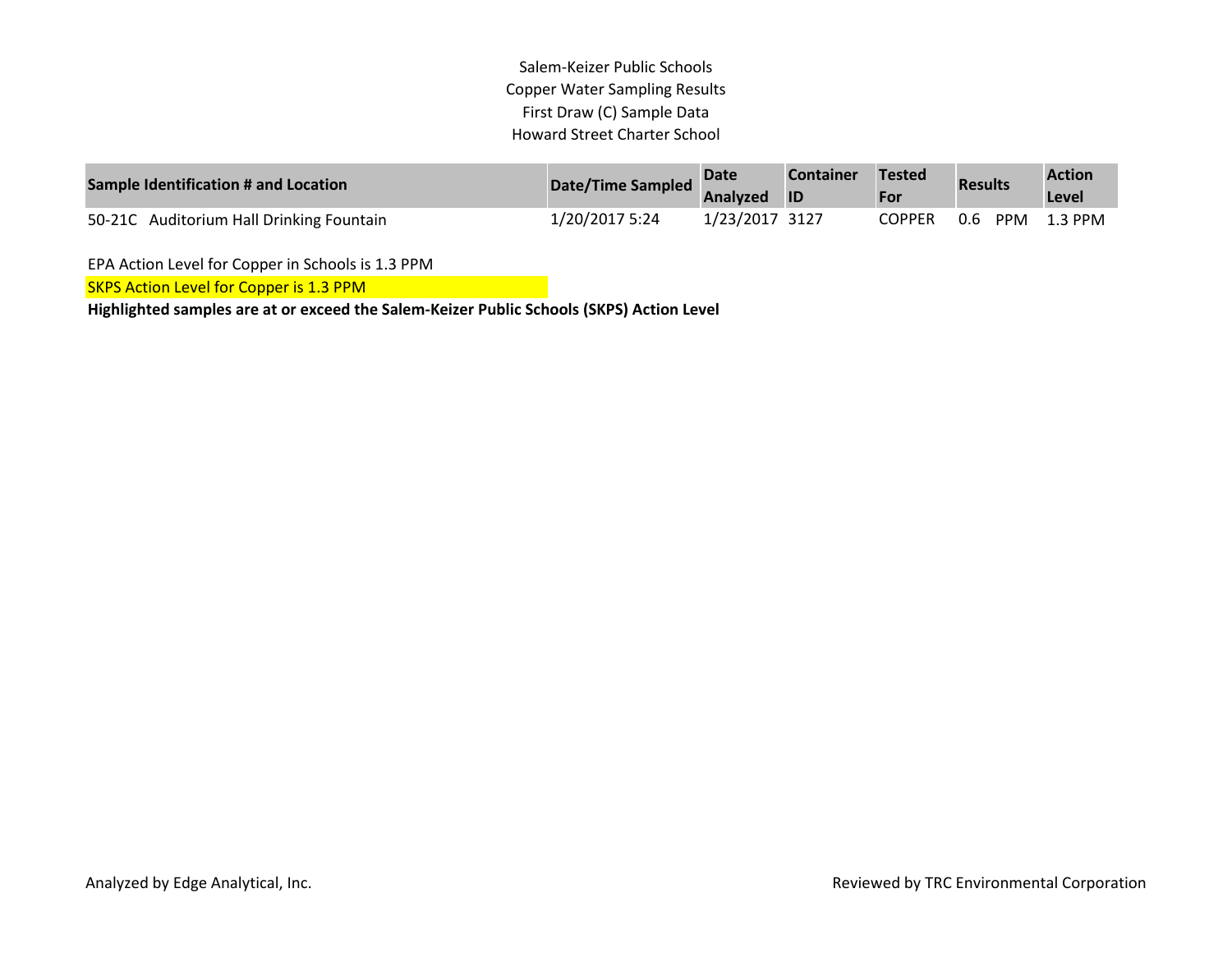Salem-Keizer Public Schools
Copper Water Sampling Results
First Draw (C) Sample Data
Howard Street Charter School

| Sample Identification # and Location | Date/Time Sampled | Date Analyzed | Container ID | Tested For | Results | Action Level |
|---|---|---|---|---|---|---|
| 50-21C Auditorium Hall Drinking Fountain | 1/20/2017 5:24 | 1/23/2017 | 3127 | COPPER | 0.6 PPM | 1.3 PPM |

EPA Action Level for Copper in Schools is 1.3 PPM

SKPS Action Level for Copper is 1.3 PPM

**Highlighted samples are at or exceed the Salem-Keizer Public Schools (SKPS) Action Level**

Analyzed by Edge Analytical, Inc.

Reviewed by TRC Environmental Corporation